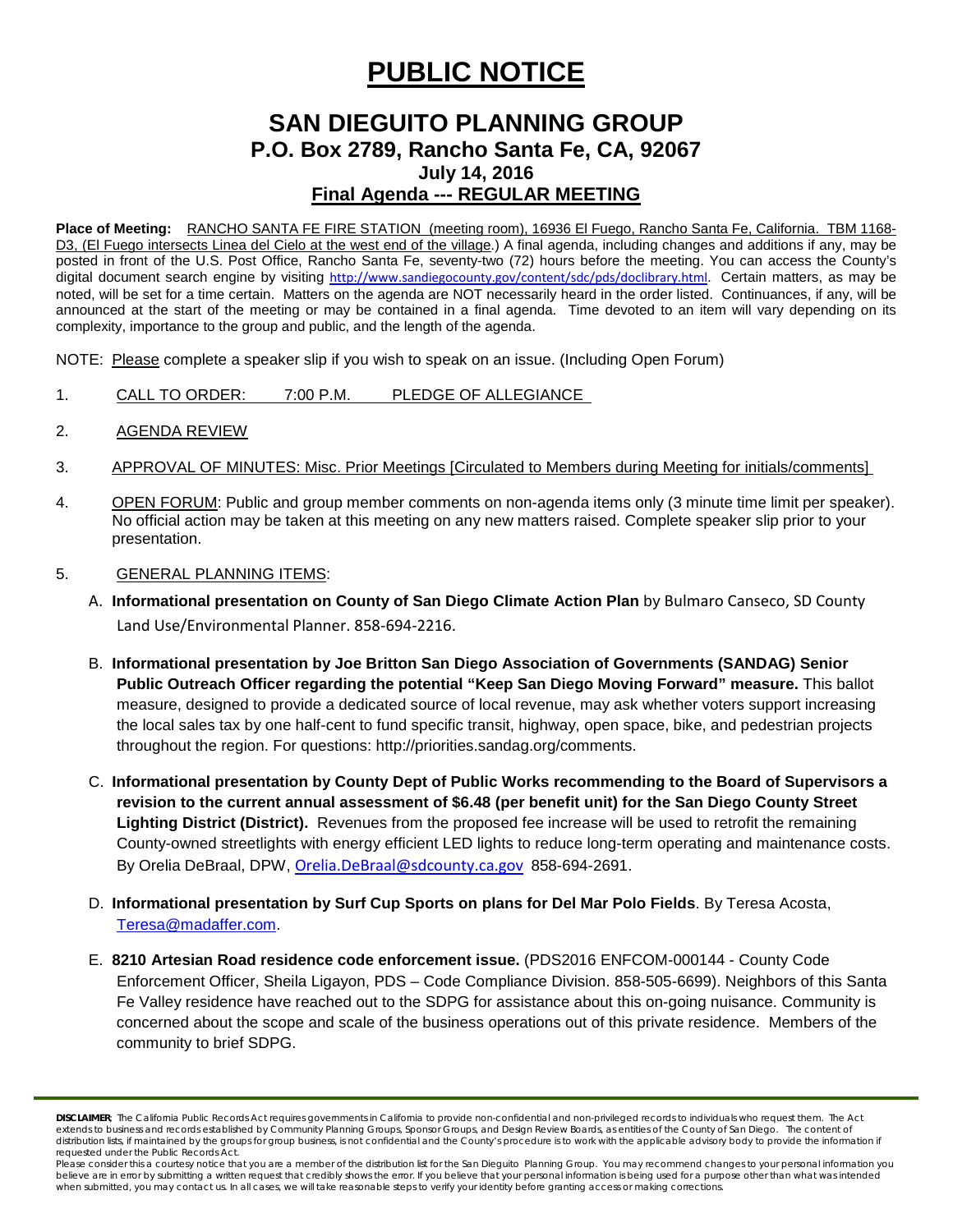# PUBLIC NOTICE

## SAN DIEGUITO PLANNING GROUP
### P.O. Box 2789, Rancho Santa Fe, CA, 92067
### July 14, 2016
### Final Agenda --- REGULAR MEETING

**Place of Meeting:** RANCHO SANTA FE FIRE STATION (meeting room), 16936 El Fuego, Rancho Santa Fe, California. TBM 1168-D3, (El Fuego intersects Linea del Cielo at the west end of the village.) A final agenda, including changes and additions if any, may be posted in front of the U.S. Post Office, Rancho Santa Fe, seventy-two (72) hours before the meeting. You can access the County's digital document search engine by visiting http://www.sandiegocounty.gov/content/sdc/pds/doclibrary.html. Certain matters, as may be noted, will be set for a time certain. Matters on the agenda are NOT necessarily heard in the order listed. Continuances, if any, will be announced at the start of the meeting or may be contained in a final agenda. Time devoted to an item will vary depending on its complexity, importance to the group and public, and the length of the agenda.

NOTE: Please complete a speaker slip if you wish to speak on an issue. (Including Open Forum)

1. CALL TO ORDER: 7:00 P.M. PLEDGE OF ALLEGIANCE

2. AGENDA REVIEW

3. APPROVAL OF MINUTES: Misc. Prior Meetings [Circulated to Members during Meeting for initials/comments]

4. OPEN FORUM: Public and group member comments on non-agenda items only (3 minute time limit per speaker). No official action may be taken at this meeting on any new matters raised. Complete speaker slip prior to your presentation.

5. GENERAL PLANNING ITEMS:

   A. **Informational presentation on County of San Diego Climate Action Plan** by Bulmaro Canseco, SD County Land Use/Environmental Planner. 858-694-2216.

   B. **Informational presentation by Joe Britton San Diego Association of Governments (SANDAG) Senior Public Outreach Officer regarding the potential "Keep San Diego Moving Forward" measure.** This ballot measure, designed to provide a dedicated source of local revenue, may ask whether voters support increasing the local sales tax by one half-cent to fund specific transit, highway, open space, bike, and pedestrian projects throughout the region. For questions: http://priorities.sandag.org/comments.

   C. **Informational presentation by County Dept of Public Works recommending to the Board of Supervisors a revision to the current annual assessment of $6.48 (per benefit unit) for the San Diego County Street Lighting District (District).** Revenues from the proposed fee increase will be used to retrofit the remaining County-owned streetlights with energy efficient LED lights to reduce long-term operating and maintenance costs. By Orelia DeBraal, DPW, Orelia.DeBraal@sdcounty.ca.gov 858-694-2691.

   D. **Informational presentation by Surf Cup Sports on plans for Del Mar Polo Fields**. By Teresa Acosta, Teresa@madaffer.com.

   E. **8210 Artesian Road residence code enforcement issue.** (PDS2016 ENFCOM-000144 - County Code Enforcement Officer, Sheila Ligayon, PDS – Code Compliance Division. 858-505-6699). Neighbors of this Santa Fe Valley residence have reached out to the SDPG for assistance about this on-going nuisance. Community is concerned about the scope and scale of the business operations out of this private residence. Members of the community to brief SDPG.

---

**DISCLAIMER**; The California Public Records Act requires governments in California to provide non-confidential and non-privileged records to individuals who request them. The Act extends to business and records established by Community Planning Groups, Sponsor Groups, and Design Review Boards, as entities of the County of San Diego. The content of distribution lists, if maintained by the groups for group business, is not confidential and the County's procedure is to work with the applicable advisory body to provide the information if requested under the Public Records Act.

Please consider this a courtesy notice that you are a member of the distribution list for the San Dieguito Planning Group. You may recommend changes to your personal information you believe are in error by submitting a written request that credibly shows the error. If you believe that your personal information is being used for a purpose other than what was intended when submitted, you may contact us. In all cases, we will take reasonable steps to verify your identity before granting access or making corrections.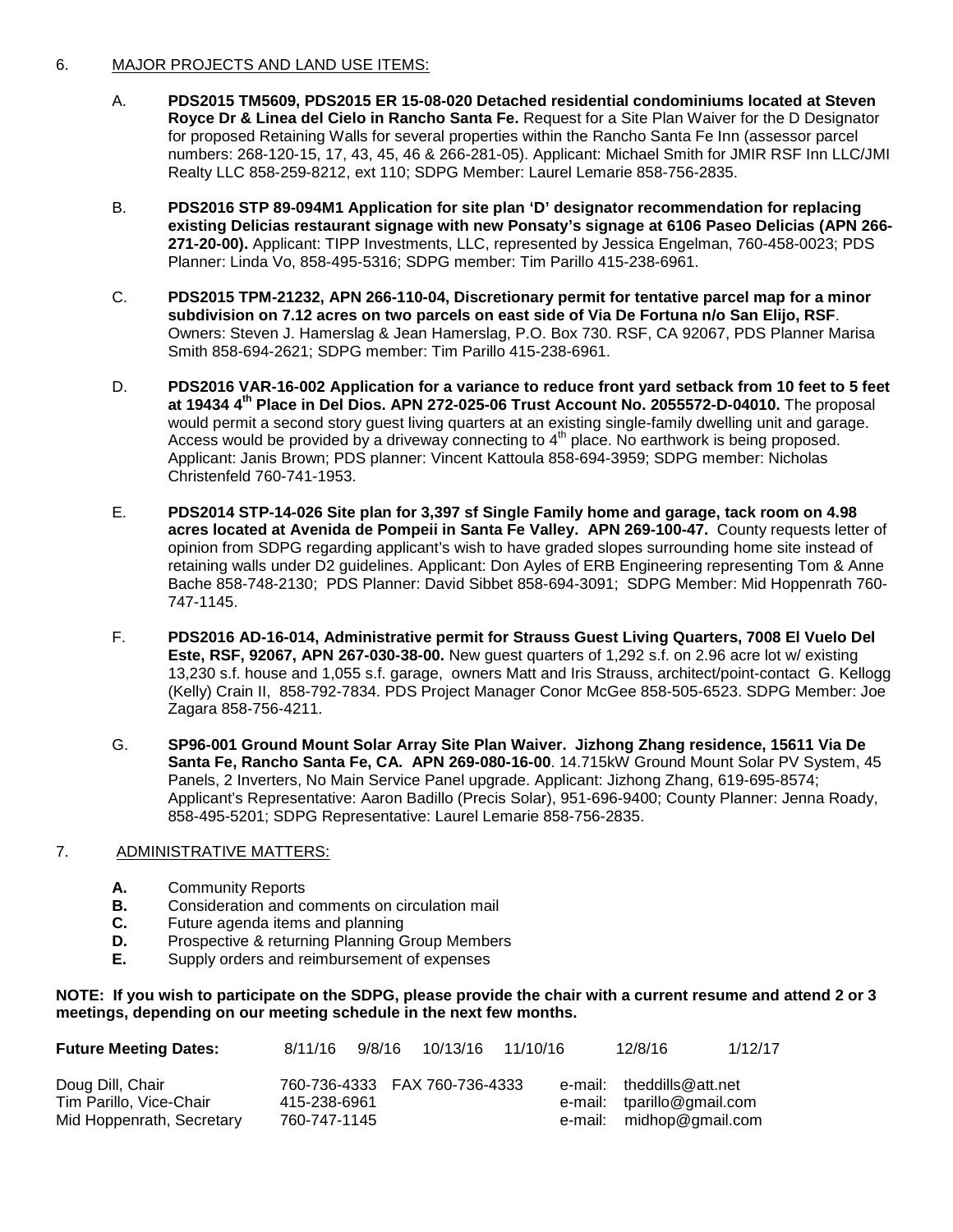6. MAJOR PROJECTS AND LAND USE ITEMS:

   A. **PDS2015 TM5609, PDS2015 ER 15-08-020 Detached residential condominiums located at Steven Royce Dr & Linea del Cielo in Rancho Santa Fe.** Request for a Site Plan Waiver for the D Designator for proposed Retaining Walls for several properties within the Rancho Santa Fe Inn (assessor parcel numbers: 268-120-15, 17, 43, 45, 46 & 266-281-05). Applicant: Michael Smith for JMIR RSF Inn LLC/JMI Realty LLC 858-259-8212, ext 110; SDPG Member: Laurel Lemarie 858-756-2835.

   B. **PDS2016 STP 89-094M1 Application for site plan 'D' designator recommendation for replacing existing Delicias restaurant signage with new Ponsaty's signage at 6106 Paseo Delicias (APN 266-271-20-00).** Applicant: TIPP Investments, LLC, represented by Jessica Engelman, 760-458-0023; PDS Planner: Linda Vo, 858-495-5316; SDPG member: Tim Parillo 415-238-6961.

   C. **PDS2015 TPM-21232, APN 266-110-04, Discretionary permit for tentative parcel map for a minor subdivision on 7.12 acres on two parcels on east side of Via De Fortuna n/o San Elijo, RSF**. Owners: Steven J. Hamerslag & Jean Hamerslag, P.O. Box 730. RSF, CA 92067, PDS Planner Marisa Smith 858-694-2621; SDPG member: Tim Parillo 415-238-6961.

   D. **PDS2016 VAR-16-002 Application for a variance to reduce front yard setback from 10 feet to 5 feet at 19434 4th Place in Del Dios. APN 272-025-06 Trust Account No. 2055572-D-04010.** The proposal would permit a second story guest living quarters at an existing single-family dwelling unit and garage. Access would be provided by a driveway connecting to 4th place. No earthwork is being proposed. Applicant: Janis Brown; PDS planner: Vincent Kattoula 858-694-3959; SDPG member: Nicholas Christenfeld 760-741-1953.

   E. **PDS2014 STP-14-026 Site plan for 3,397 sf Single Family home and garage, tack room on 4.98 acres located at Avenida de Pompeii in Santa Fe Valley. APN 269-100-47.** County requests letter of opinion from SDPG regarding applicant's wish to have graded slopes surrounding home site instead of retaining walls under D2 guidelines. Applicant: Don Ayles of ERB Engineering representing Tom & Anne Bache 858-748-2130; PDS Planner: David Sibbet 858-694-3091; SDPG Member: Mid Hoppenrath 760-747-1145.

   F. **PDS2016 AD-16-014, Administrative permit for Strauss Guest Living Quarters, 7008 El Vuelo Del Este, RSF, 92067, APN 267-030-38-00.** New guest quarters of 1,292 s.f. on 2.96 acre lot w/ existing 13,230 s.f. house and 1,055 s.f. garage, owners Matt and Iris Strauss, architect/point-contact G. Kellogg (Kelly) Crain II, 858-792-7834. PDS Project Manager Conor McGee 858-505-6523. SDPG Member: Joe Zagara 858-756-4211.

   G. **SP96-001 Ground Mount Solar Array Site Plan Waiver. Jizhong Zhang residence, 15611 Via De Santa Fe, Rancho Santa Fe, CA. APN 269-080-16-00**. 14.715kW Ground Mount Solar PV System, 45 Panels, 2 Inverters, No Main Service Panel upgrade. Applicant: Jizhong Zhang, 619-695-8574; Applicant's Representative: Aaron Badillo (Precis Solar), 951-696-9400; County Planner: Jenna Roady, 858-495-5201; SDPG Representative: Laurel Lemarie 858-756-2835.

7. ADMINISTRATIVE MATTERS:

   **A.** Community Reports
   **B.** Consideration and comments on circulation mail
   **C.** Future agenda items and planning
   **D.** Prospective & returning Planning Group Members
   **E.** Supply orders and reimbursement of expenses

**NOTE: If you wish to participate on the SDPG, please provide the chair with a current resume and attend 2 or 3 meetings, depending on our meeting schedule in the next few months.**

**Future Meeting Dates:** 8/11/16 9/8/16 10/13/16 11/10/16 12/8/16 1/12/17

| | | | |
|---|---|---|---|
| Doug Dill, Chair | 760-736-4333 | FAX 760-736-4333 | e-mail: theddills@att.net |
| Tim Parillo, Vice-Chair | 415-238-6961 | | e-mail: tparillo@gmail.com |
| Mid Hoppenrath, Secretary | 760-747-1145 | | e-mail: midhop@gmail.com |